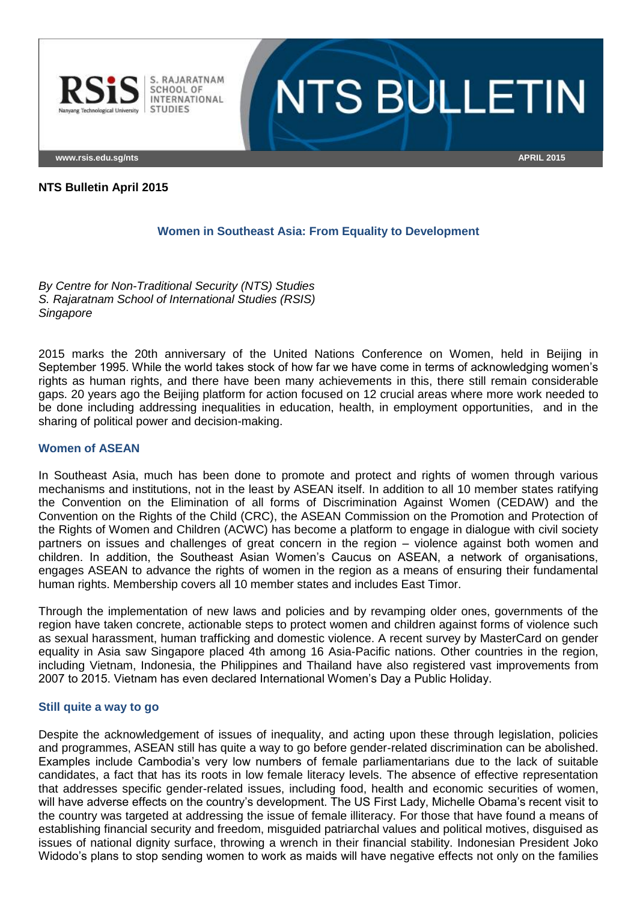**NTS Bulletin April 2015**

## Women in Southeast Asia: From Equality to Development

*By Centre for Non-Traditional Security (NTS) Studies*
*S. Rajaratnam School of International Studies (RSIS)*
*Singapore*

2015 marks the 20th anniversary of the United Nations Conference on Women, held in Beijing in September 1995. While the world takes stock of how far we have come in terms of acknowledging women's rights as human rights, and there have been many achievements in this, there still remain considerable gaps. 20 years ago the Beijing platform for action focused on 12 crucial areas where more work needed to be done including addressing inequalities in education, health, in employment opportunities, and in the sharing of political power and decision-making.

### Women of ASEAN

In Southeast Asia, much has been done to promote and protect and rights of women through various mechanisms and institutions, not in the least by ASEAN itself. In addition to all 10 member states ratifying the Convention on the Elimination of all forms of Discrimination Against Women (CEDAW) and the Convention on the Rights of the Child (CRC), the ASEAN Commission on the Promotion and Protection of the Rights of Women and Children (ACWC) has become a platform to engage in dialogue with civil society partners on issues and challenges of great concern in the region – violence against both women and children. In addition, the Southeast Asian Women's Caucus on ASEAN, a network of organisations, engages ASEAN to advance the rights of women in the region as a means of ensuring their fundamental human rights. Membership covers all 10 member states and includes East Timor.

Through the implementation of new laws and policies and by revamping older ones, governments of the region have taken concrete, actionable steps to protect women and children against forms of violence such as sexual harassment, human trafficking and domestic violence. A recent survey by MasterCard on gender equality in Asia saw Singapore placed 4th among 16 Asia-Pacific nations. Other countries in the region, including Vietnam, Indonesia, the Philippines and Thailand have also registered vast improvements from 2007 to 2015. Vietnam has even declared International Women's Day a Public Holiday.

### Still quite a way to go

Despite the acknowledgement of issues of inequality, and acting upon these through legislation, policies and programmes, ASEAN still has quite a way to go before gender-related discrimination can be abolished. Examples include Cambodia's very low numbers of female parliamentarians due to the lack of suitable candidates, a fact that has its roots in low female literacy levels. The absence of effective representation that addresses specific gender-related issues, including food, health and economic securities of women, will have adverse effects on the country's development. The US First Lady, Michelle Obama's recent visit to the country was targeted at addressing the issue of female illiteracy. For those that have found a means of establishing financial security and freedom, misguided patriarchal values and political motives, disguised as issues of national dignity surface, throwing a wrench in their financial stability. Indonesian President Joko Widodo's plans to stop sending women to work as maids will have negative effects not only on the families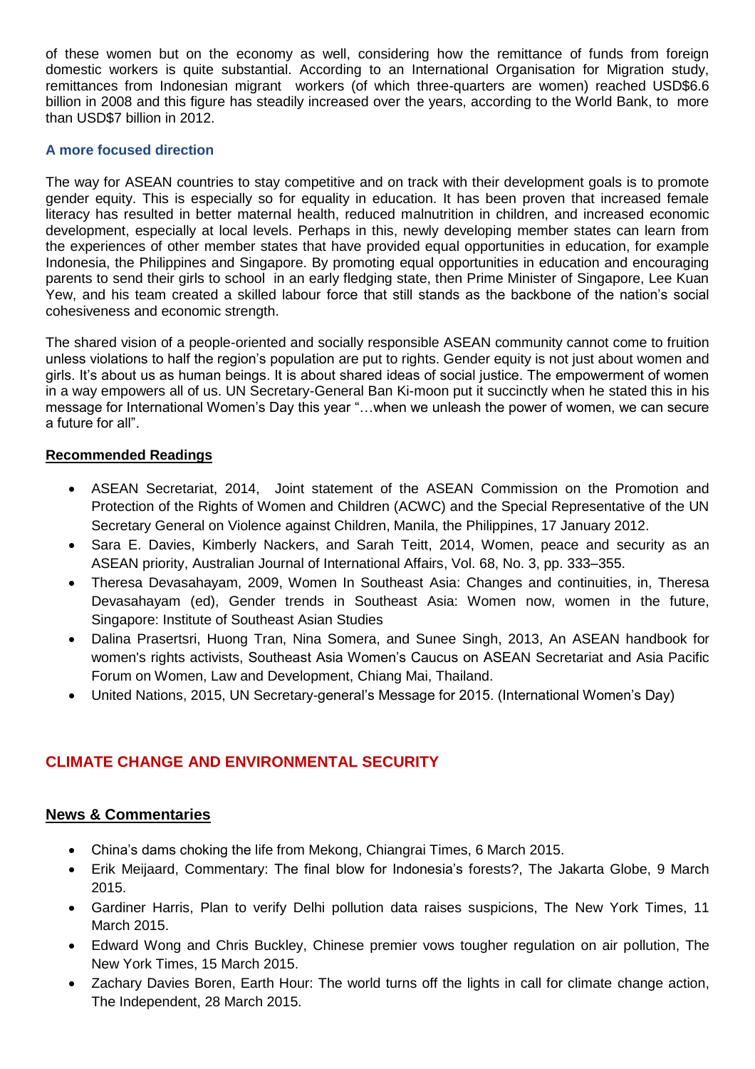of these women but on the economy as well, considering how the remittance of funds from foreign domestic workers is quite substantial. According to an International Organisation for Migration study, remittances from Indonesian migrant workers (of which three-quarters are women) reached USD$6.6 billion in 2008 and this figure has steadily increased over the years, according to the World Bank, to more than USD$7 billion in 2012.

### A more focused direction

The way for ASEAN countries to stay competitive and on track with their development goals is to promote gender equity. This is especially so for equality in education. It has been proven that increased female literacy has resulted in better maternal health, reduced malnutrition in children, and increased economic development, especially at local levels. Perhaps in this, newly developing member states can learn from the experiences of other member states that have provided equal opportunities in education, for example Indonesia, the Philippines and Singapore. By promoting equal opportunities in education and encouraging parents to send their girls to school in an early fledging state, then Prime Minister of Singapore, Lee Kuan Yew, and his team created a skilled labour force that still stands as the backbone of the nation's social cohesiveness and economic strength.

The shared vision of a people-oriented and socially responsible ASEAN community cannot come to fruition unless violations to half the region's population are put to rights. Gender equity is not just about women and girls. It's about us as human beings. It is about shared ideas of social justice. The empowerment of women in a way empowers all of us. UN Secretary-General Ban Ki-moon put it succinctly when he stated this in his message for International Women's Day this year "…when we unleash the power of women, we can secure a future for all".

### Recommended Readings

- ASEAN Secretariat, 2014, Joint statement of the ASEAN Commission on the Promotion and Protection of the Rights of Women and Children (ACWC) and the Special Representative of the UN Secretary General on Violence against Children, Manila, the Philippines, 17 January 2012.
- Sara E. Davies, Kimberly Nackers, and Sarah Teitt, 2014, Women, peace and security as an ASEAN priority, Australian Journal of International Affairs, Vol. 68, No. 3, pp. 333–355.
- Theresa Devasahayam, 2009, Women In Southeast Asia: Changes and continuities, in, Theresa Devasahayam (ed), Gender trends in Southeast Asia: Women now, women in the future, Singapore: Institute of Southeast Asian Studies
- Dalina Prasertsri, Huong Tran, Nina Somera, and Sunee Singh, 2013, An ASEAN handbook for women's rights activists, Southeast Asia Women's Caucus on ASEAN Secretariat and Asia Pacific Forum on Women, Law and Development, Chiang Mai, Thailand.
- United Nations, 2015, UN Secretary-general's Message for 2015. (International Women's Day)

## CLIMATE CHANGE AND ENVIRONMENTAL SECURITY

### News & Commentaries

- China's dams choking the life from Mekong, Chiangrai Times, 6 March 2015.
- Erik Meijaard, Commentary: The final blow for Indonesia's forests?, The Jakarta Globe, 9 March 2015.
- Gardiner Harris, Plan to verify Delhi pollution data raises suspicions, The New York Times, 11 March 2015.
- Edward Wong and Chris Buckley, Chinese premier vows tougher regulation on air pollution, The New York Times, 15 March 2015.
- Zachary Davies Boren, Earth Hour: The world turns off the lights in call for climate change action, The Independent, 28 March 2015.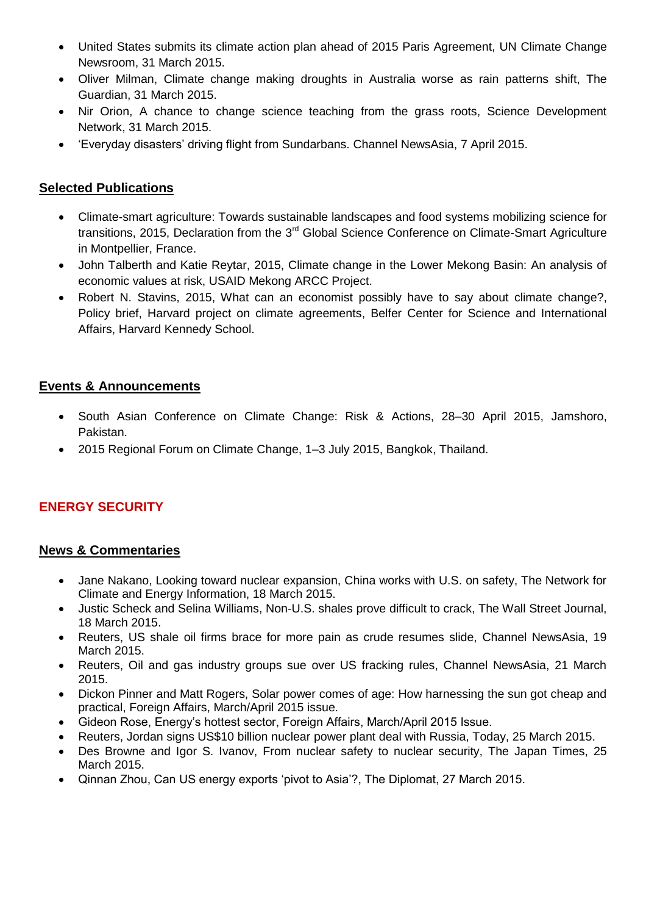- United States submits its climate action plan ahead of 2015 Paris Agreement, UN Climate Change Newsroom, 31 March 2015.
- Oliver Milman, Climate change making droughts in Australia worse as rain patterns shift, The Guardian, 31 March 2015.
- Nir Orion, A chance to change science teaching from the grass roots, Science Development Network, 31 March 2015.
- 'Everyday disasters' driving flight from Sundarbans. Channel NewsAsia, 7 April 2015.

## Selected Publications

- Climate-smart agriculture: Towards sustainable landscapes and food systems mobilizing science for transitions, 2015, Declaration from the 3rd Global Science Conference on Climate-Smart Agriculture in Montpellier, France.
- John Talberth and Katie Reytar, 2015, Climate change in the Lower Mekong Basin: An analysis of economic values at risk, USAID Mekong ARCC Project.
- Robert N. Stavins, 2015, What can an economist possibly have to say about climate change?, Policy brief, Harvard project on climate agreements, Belfer Center for Science and International Affairs, Harvard Kennedy School.

## Events & Announcements

- South Asian Conference on Climate Change: Risk & Actions, 28–30 April 2015, Jamshoro, Pakistan.
- 2015 Regional Forum on Climate Change, 1–3 July 2015, Bangkok, Thailand.

# ENERGY SECURITY

## News & Commentaries

- Jane Nakano, Looking toward nuclear expansion, China works with U.S. on safety, The Network for Climate and Energy Information, 18 March 2015.
- Justic Scheck and Selina Williams, Non-U.S. shales prove difficult to crack, The Wall Street Journal, 18 March 2015.
- Reuters, US shale oil firms brace for more pain as crude resumes slide, Channel NewsAsia, 19 March 2015.
- Reuters, Oil and gas industry groups sue over US fracking rules, Channel NewsAsia, 21 March 2015.
- Dickon Pinner and Matt Rogers, Solar power comes of age: How harnessing the sun got cheap and practical, Foreign Affairs, March/April 2015 issue.
- Gideon Rose, Energy's hottest sector, Foreign Affairs, March/April 2015 Issue.
- Reuters, Jordan signs US$10 billion nuclear power plant deal with Russia, Today, 25 March 2015.
- Des Browne and Igor S. Ivanov, From nuclear safety to nuclear security, The Japan Times, 25 March 2015.
- Qinnan Zhou, Can US energy exports 'pivot to Asia'?, The Diplomat, 27 March 2015.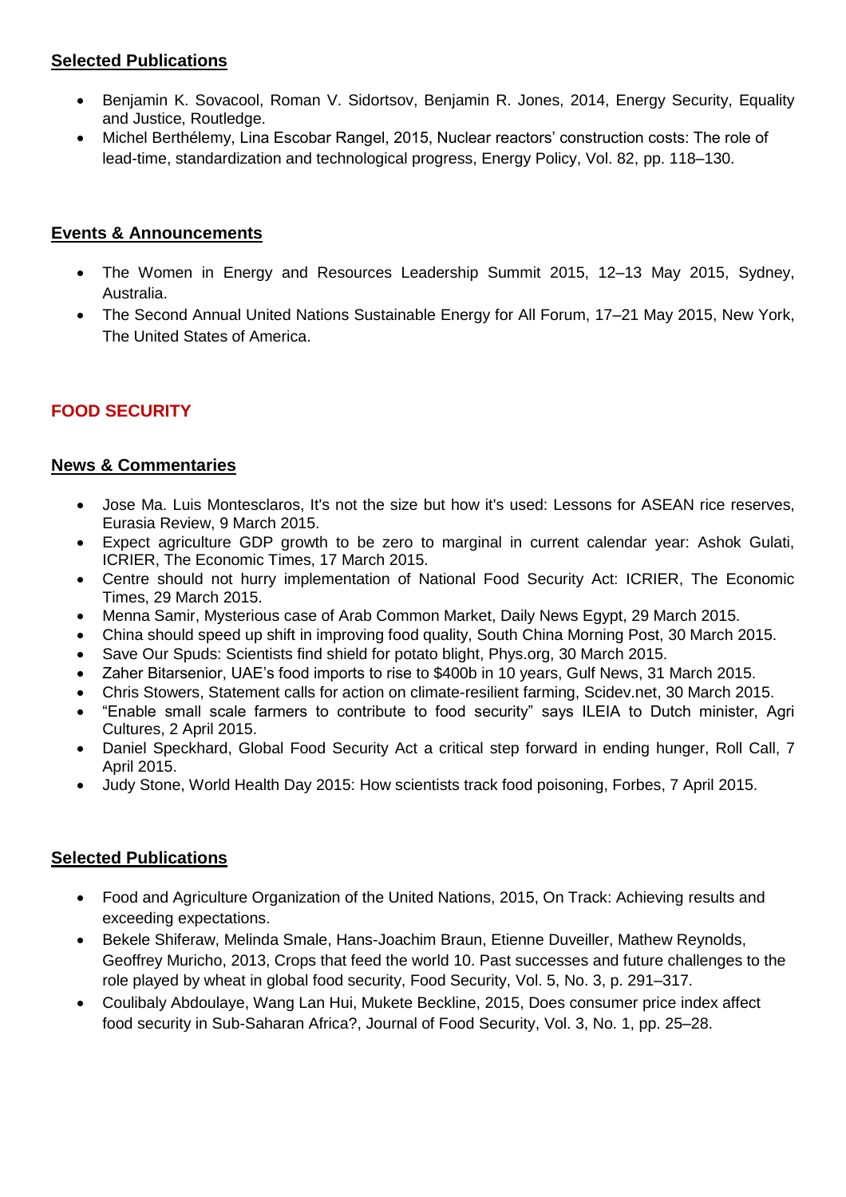## Selected Publications

- Benjamin K. Sovacool, Roman V. Sidortsov, Benjamin R. Jones, 2014, Energy Security, Equality and Justice, Routledge.
- Michel Berthélemy, Lina Escobar Rangel, 2015, Nuclear reactors' construction costs: The role of lead-time, standardization and technological progress, Energy Policy, Vol. 82, pp. 118–130.

## Events & Announcements

- The Women in Energy and Resources Leadership Summit 2015, 12–13 May 2015, Sydney, Australia.
- The Second Annual United Nations Sustainable Energy for All Forum, 17–21 May 2015, New York, The United States of America.

# FOOD SECURITY

## News & Commentaries

- Jose Ma. Luis Montesclaros, It's not the size but how it's used: Lessons for ASEAN rice reserves, Eurasia Review, 9 March 2015.
- Expect agriculture GDP growth to be zero to marginal in current calendar year: Ashok Gulati, ICRIER, The Economic Times, 17 March 2015.
- Centre should not hurry implementation of National Food Security Act: ICRIER, The Economic Times, 29 March 2015.
- Menna Samir, Mysterious case of Arab Common Market, Daily News Egypt, 29 March 2015.
- China should speed up shift in improving food quality, South China Morning Post, 30 March 2015.
- Save Our Spuds: Scientists find shield for potato blight, Phys.org, 30 March 2015.
- Zaher Bitarsenior, UAE's food imports to rise to $400b in 10 years, Gulf News, 31 March 2015.
- Chris Stowers, Statement calls for action on climate-resilient farming, Scidev.net, 30 March 2015.
- "Enable small scale farmers to contribute to food security" says ILEIA to Dutch minister, Agri Cultures, 2 April 2015.
- Daniel Speckhard, Global Food Security Act a critical step forward in ending hunger, Roll Call, 7 April 2015.
- Judy Stone, World Health Day 2015: How scientists track food poisoning, Forbes, 7 April 2015.

## Selected Publications

- Food and Agriculture Organization of the United Nations, 2015, On Track: Achieving results and exceeding expectations.
- Bekele Shiferaw, Melinda Smale, Hans-Joachim Braun, Etienne Duveiller, Mathew Reynolds, Geoffrey Muricho, 2013, Crops that feed the world 10. Past successes and future challenges to the role played by wheat in global food security, Food Security, Vol. 5, No. 3, p. 291–317.
- Coulibaly Abdoulaye, Wang Lan Hui, Mukete Beckline, 2015, Does consumer price index affect food security in Sub-Saharan Africa?, Journal of Food Security, Vol. 3, No. 1, pp. 25–28.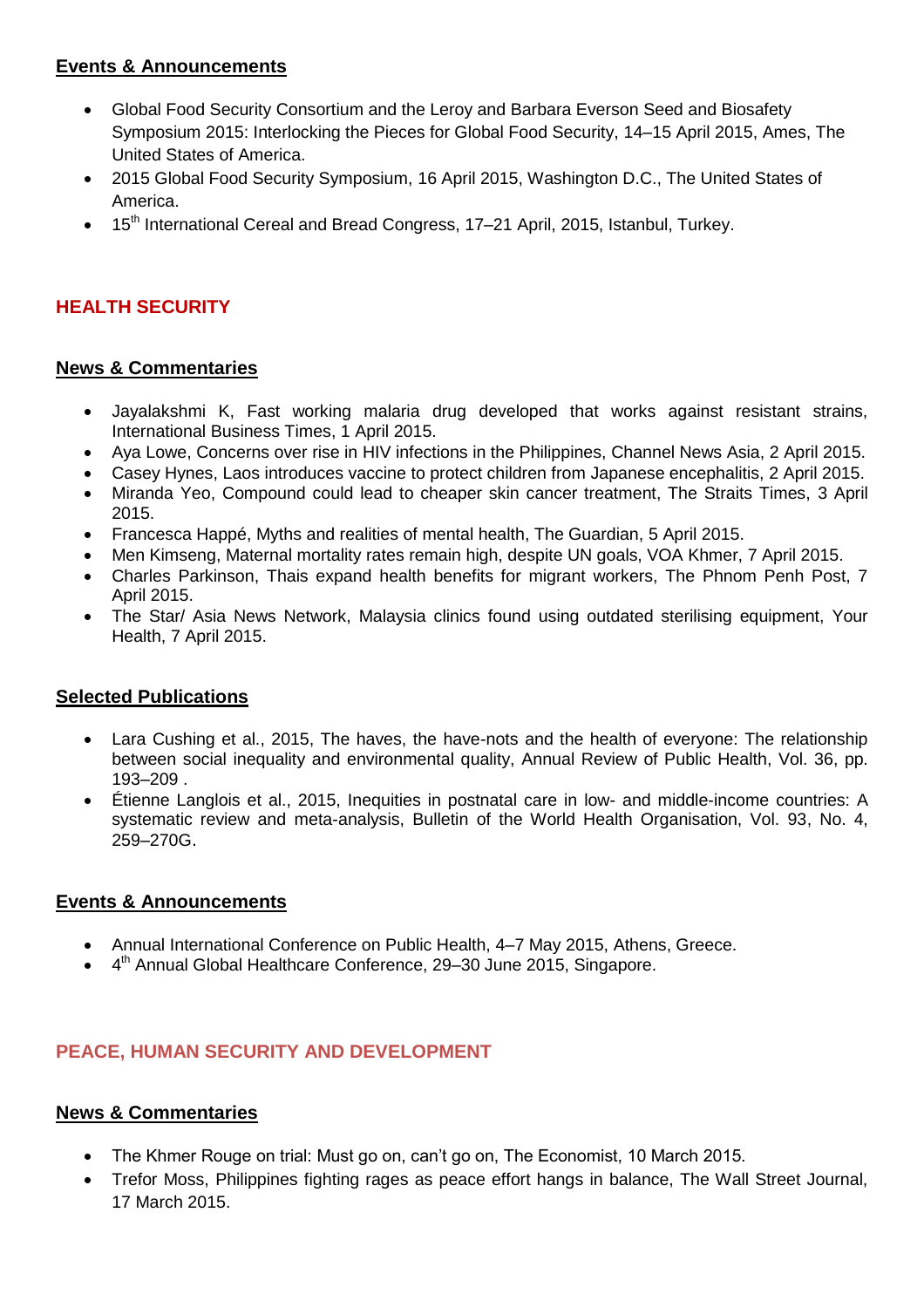### Events & Announcements

- Global Food Security Consortium and the Leroy and Barbara Everson Seed and Biosafety Symposium 2015: Interlocking the Pieces for Global Food Security, 14–15 April 2015, Ames, The United States of America.
- 2015 Global Food Security Symposium, 16 April 2015, Washington D.C., The United States of America.
- 15th International Cereal and Bread Congress, 17–21 April, 2015, Istanbul, Turkey.

## HEALTH SECURITY

### News & Commentaries

- Jayalakshmi K, Fast working malaria drug developed that works against resistant strains, International Business Times, 1 April 2015.
- Aya Lowe, Concerns over rise in HIV infections in the Philippines, Channel News Asia, 2 April 2015.
- Casey Hynes, Laos introduces vaccine to protect children from Japanese encephalitis, 2 April 2015.
- Miranda Yeo, Compound could lead to cheaper skin cancer treatment, The Straits Times, 3 April 2015.
- Francesca Happé, Myths and realities of mental health, The Guardian, 5 April 2015.
- Men Kimseng, Maternal mortality rates remain high, despite UN goals, VOA Khmer, 7 April 2015.
- Charles Parkinson, Thais expand health benefits for migrant workers, The Phnom Penh Post, 7 April 2015.
- The Star/ Asia News Network, Malaysia clinics found using outdated sterilising equipment, Your Health, 7 April 2015.

### Selected Publications

- Lara Cushing et al., 2015, The haves, the have-nots and the health of everyone: The relationship between social inequality and environmental quality, Annual Review of Public Health, Vol. 36, pp. 193–209 .
- Étienne Langlois et al., 2015, Inequities in postnatal care in low- and middle-income countries: A systematic review and meta-analysis, Bulletin of the World Health Organisation, Vol. 93, No. 4, 259–270G.

### Events & Announcements

- Annual International Conference on Public Health, 4–7 May 2015, Athens, Greece.
- 4th Annual Global Healthcare Conference, 29–30 June 2015, Singapore.

## PEACE, HUMAN SECURITY AND DEVELOPMENT

### News & Commentaries

- The Khmer Rouge on trial: Must go on, can't go on, The Economist, 10 March 2015.
- Trefor Moss, Philippines fighting rages as peace effort hangs in balance, The Wall Street Journal, 17 March 2015.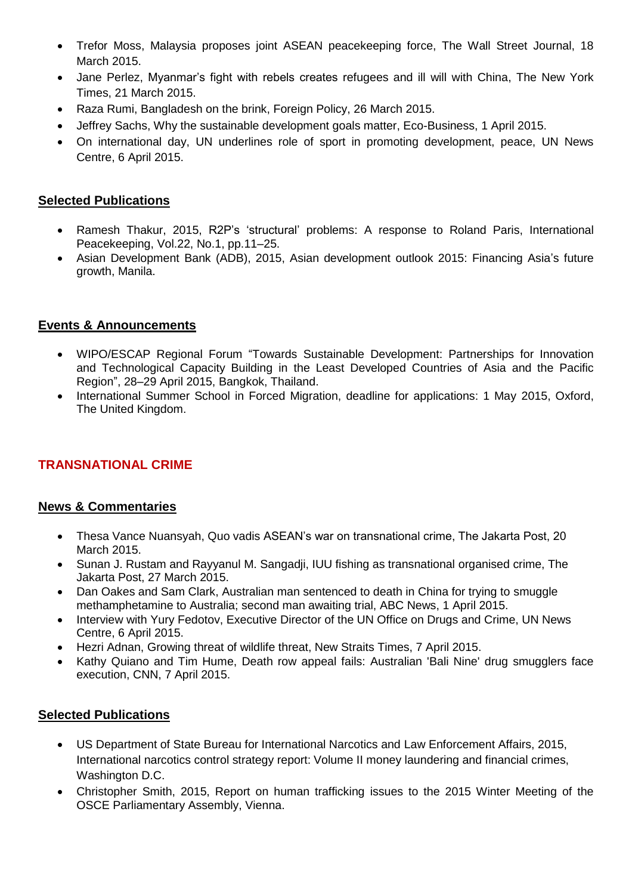- Trefor Moss, Malaysia proposes joint ASEAN peacekeeping force, The Wall Street Journal, 18 March 2015.
- Jane Perlez, Myanmar's fight with rebels creates refugees and ill will with China, The New York Times, 21 March 2015.
- Raza Rumi, Bangladesh on the brink, Foreign Policy, 26 March 2015.
- Jeffrey Sachs, Why the sustainable development goals matter, Eco-Business, 1 April 2015.
- On international day, UN underlines role of sport in promoting development, peace, UN News Centre, 6 April 2015.

## Selected Publications

- Ramesh Thakur, 2015, R2P's 'structural' problems: A response to Roland Paris, International Peacekeeping, Vol.22, No.1, pp.11–25.
- Asian Development Bank (ADB), 2015, Asian development outlook 2015: Financing Asia's future growth, Manila.

## Events & Announcements

- WIPO/ESCAP Regional Forum "Towards Sustainable Development: Partnerships for Innovation and Technological Capacity Building in the Least Developed Countries of Asia and the Pacific Region", 28–29 April 2015, Bangkok, Thailand.
- International Summer School in Forced Migration, deadline for applications: 1 May 2015, Oxford, The United Kingdom.

# TRANSNATIONAL CRIME

## News & Commentaries

- Thesa Vance Nuansyah, Quo vadis ASEAN's war on transnational crime, The Jakarta Post, 20 March 2015.
- Sunan J. Rustam and Rayyanul M. Sangadji, IUU fishing as transnational organised crime, The Jakarta Post, 27 March 2015.
- Dan Oakes and Sam Clark, Australian man sentenced to death in China for trying to smuggle methamphetamine to Australia; second man awaiting trial, ABC News, 1 April 2015.
- Interview with Yury Fedotov, Executive Director of the UN Office on Drugs and Crime, UN News Centre, 6 April 2015.
- Hezri Adnan, Growing threat of wildlife threat, New Straits Times, 7 April 2015.
- Kathy Quiano and Tim Hume, Death row appeal fails: Australian 'Bali Nine' drug smugglers face execution, CNN, 7 April 2015.

## Selected Publications

- US Department of State Bureau for International Narcotics and Law Enforcement Affairs, 2015, International narcotics control strategy report: Volume II money laundering and financial crimes, Washington D.C.
- Christopher Smith, 2015, Report on human trafficking issues to the 2015 Winter Meeting of the OSCE Parliamentary Assembly, Vienna.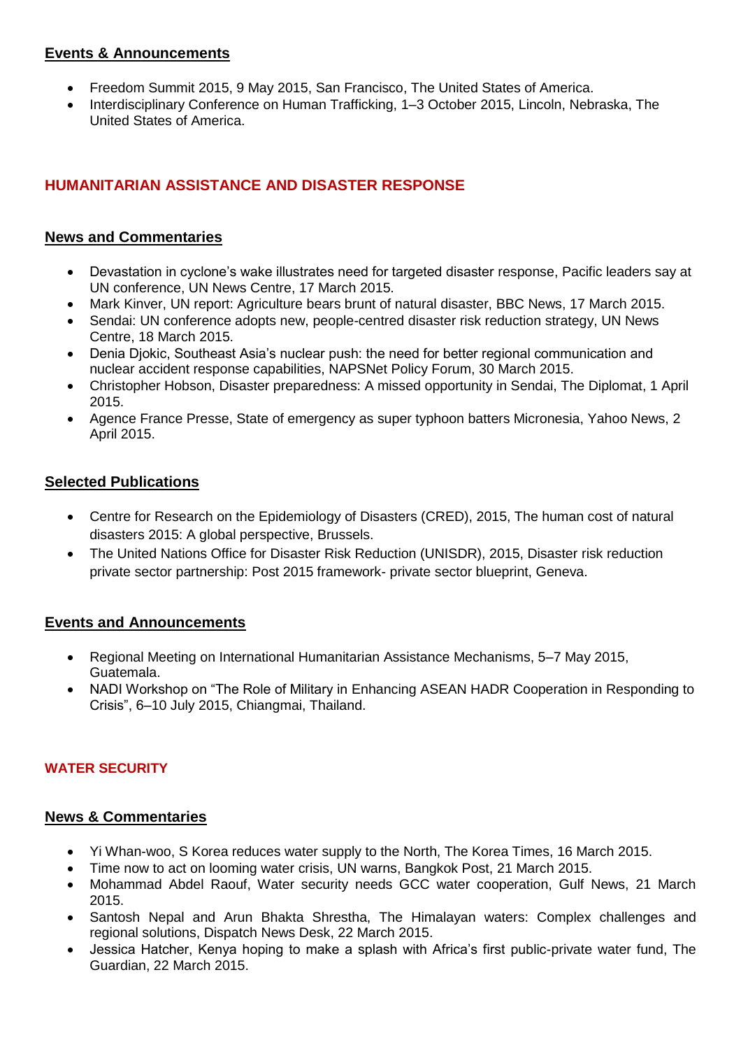### Events & Announcements

- Freedom Summit 2015, 9 May 2015, San Francisco, The United States of America.
- Interdisciplinary Conference on Human Trafficking, 1–3 October 2015, Lincoln, Nebraska, The United States of America.

## HUMANITARIAN ASSISTANCE AND DISASTER RESPONSE

### News and Commentaries

- Devastation in cyclone's wake illustrates need for targeted disaster response, Pacific leaders say at UN conference, UN News Centre, 17 March 2015.
- Mark Kinver, UN report: Agriculture bears brunt of natural disaster, BBC News, 17 March 2015.
- Sendai: UN conference adopts new, people-centred disaster risk reduction strategy, UN News Centre, 18 March 2015.
- Denia Djokic, Southeast Asia's nuclear push: the need for better regional communication and nuclear accident response capabilities, NAPSNet Policy Forum, 30 March 2015.
- Christopher Hobson, Disaster preparedness: A missed opportunity in Sendai, The Diplomat, 1 April 2015.
- Agence France Presse, State of emergency as super typhoon batters Micronesia, Yahoo News, 2 April 2015.

### Selected Publications

- Centre for Research on the Epidemiology of Disasters (CRED), 2015, The human cost of natural disasters 2015: A global perspective, Brussels.
- The United Nations Office for Disaster Risk Reduction (UNISDR), 2015, Disaster risk reduction private sector partnership: Post 2015 framework- private sector blueprint, Geneva.

### Events and Announcements

- Regional Meeting on International Humanitarian Assistance Mechanisms, 5–7 May 2015, Guatemala.
- NADI Workshop on "The Role of Military in Enhancing ASEAN HADR Cooperation in Responding to Crisis", 6–10 July 2015, Chiangmai, Thailand.

## WATER SECURITY

### News & Commentaries

- Yi Whan-woo, S Korea reduces water supply to the North, The Korea Times, 16 March 2015.
- Time now to act on looming water crisis, UN warns, Bangkok Post, 21 March 2015.
- Mohammad Abdel Raouf, Water security needs GCC water cooperation, Gulf News, 21 March 2015.
- Santosh Nepal and Arun Bhakta Shrestha, The Himalayan waters: Complex challenges and regional solutions, Dispatch News Desk, 22 March 2015.
- Jessica Hatcher, Kenya hoping to make a splash with Africa's first public-private water fund, The Guardian, 22 March 2015.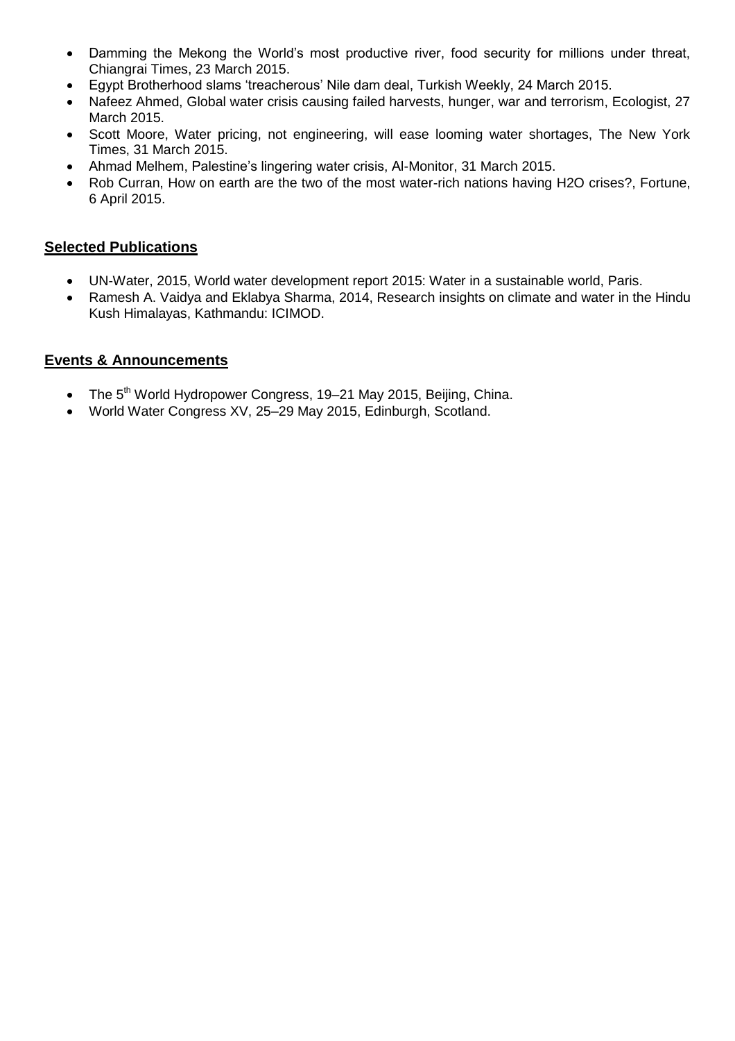- Damming the Mekong the World's most productive river, food security for millions under threat, Chiangrai Times, 23 March 2015.
- Egypt Brotherhood slams 'treacherous' Nile dam deal, Turkish Weekly, 24 March 2015.
- Nafeez Ahmed, Global water crisis causing failed harvests, hunger, war and terrorism, Ecologist, 27 March 2015.
- Scott Moore, Water pricing, not engineering, will ease looming water shortages, The New York Times, 31 March 2015.
- Ahmad Melhem, Palestine's lingering water crisis, Al-Monitor, 31 March 2015.
- Rob Curran, How on earth are the two of the most water-rich nations having H2O crises?, Fortune, 6 April 2015.

## Selected Publications

- UN-Water, 2015, World water development report 2015: Water in a sustainable world, Paris.
- Ramesh A. Vaidya and Eklabya Sharma, 2014, Research insights on climate and water in the Hindu Kush Himalayas, Kathmandu: ICIMOD.

## Events & Announcements

- The 5th World Hydropower Congress, 19–21 May 2015, Beijing, China.
- World Water Congress XV, 25–29 May 2015, Edinburgh, Scotland.